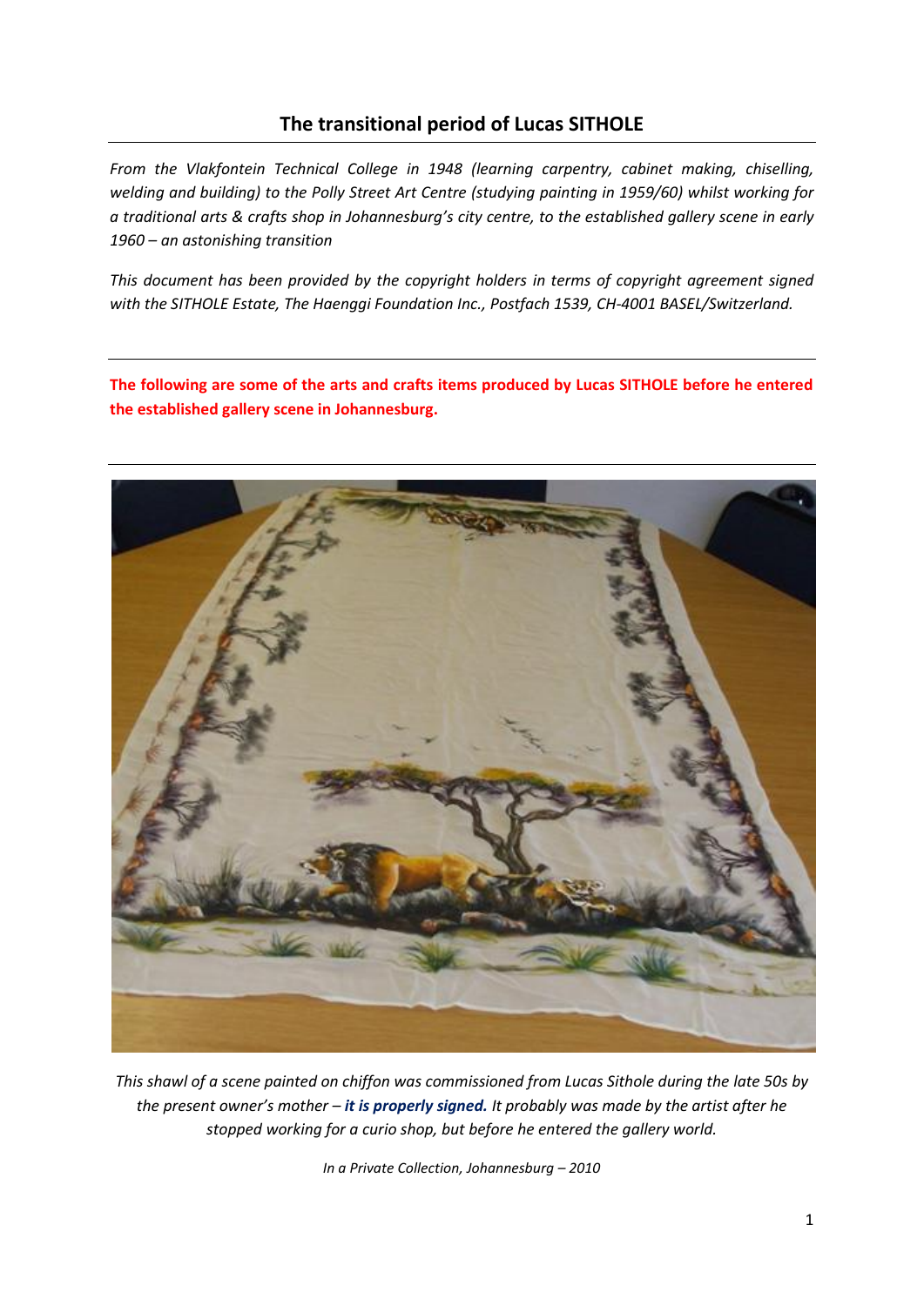## The transitional period of Lucas SITHOLE

*From the Vlakfontein Technical College in 1948 (learning carpentry, cabinet making, chiselling, welding and building) to the Polly Street Art Centre (studying painting in 1959/60) whilst working for a traditional arts & crafts shop in Johannesburg's city centre, to the established gallery scene in early 1960 – an astonishing transition*

*This document has been provided by the copyright holders in terms of copyright agreement signed with the SITHOLE Estate, The Haenggi Foundation Inc., Postfach 1539, CH-4001 BASEL/Switzerland.*

---

**The following are some of the arts and crafts items produced by Lucas SITHOLE before he entered the established gallery scene in Johannesburg.**

---

*This shawl of a scene painted on chiffon was commissioned from Lucas Sithole during the late 50s by the present owner's mother – **it is properly signed.** It probably was made by the artist after he stopped working for a curio shop, but before he entered the gallery world.*

*In a Private Collection, Johannesburg – 2010*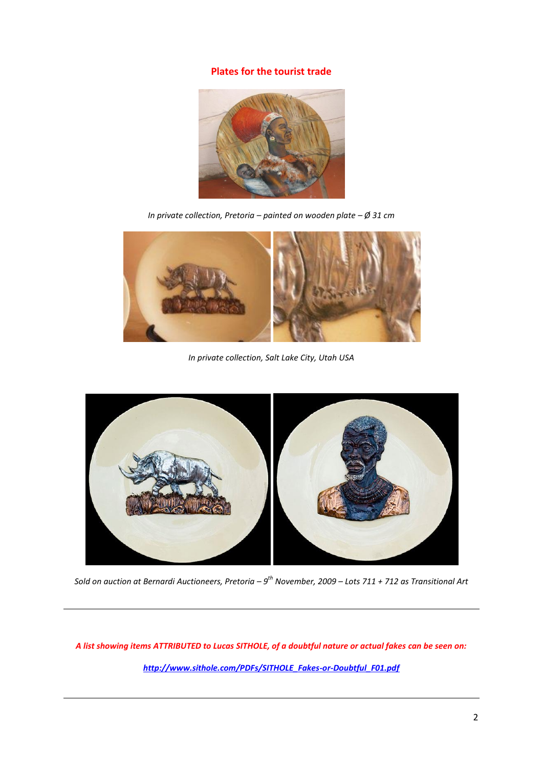## Plates for the tourist trade

*In private collection, Pretoria – painted on wooden plate – Ø 31 cm*

*In private collection, Salt Lake City, Utah USA*

*Sold on auction at Bernardi Auctioneers, Pretoria – 9th November, 2009 – Lots 711 + 712 as Transitional Art*

---

***A list showing items ATTRIBUTED to Lucas SITHOLE, of a doubtful nature or actual fakes can be seen on:***

***http://www.sithole.com/PDFs/SITHOLE_Fakes-or-Doubtful_F01.pdf***

---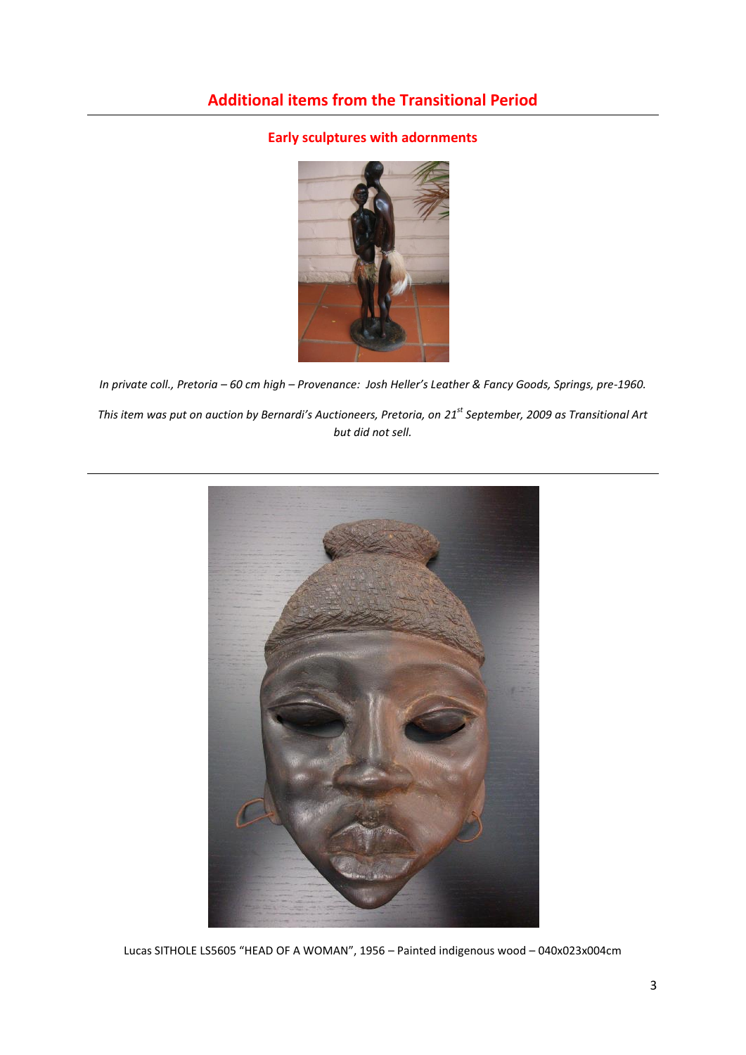## Additional items from the Transitional Period

### Early sculptures with adornments

*In private coll., Pretoria – 60 cm high – Provenance: Josh Heller's Leather & Fancy Goods, Springs, pre-1960.*

*This item was put on auction by Bernardi's Auctioneers, Pretoria, on 21st September, 2009 as Transitional Art but did not sell.*

---

Lucas SITHOLE LS5605 "HEAD OF A WOMAN", 1956 – Painted indigenous wood – 040x023x004cm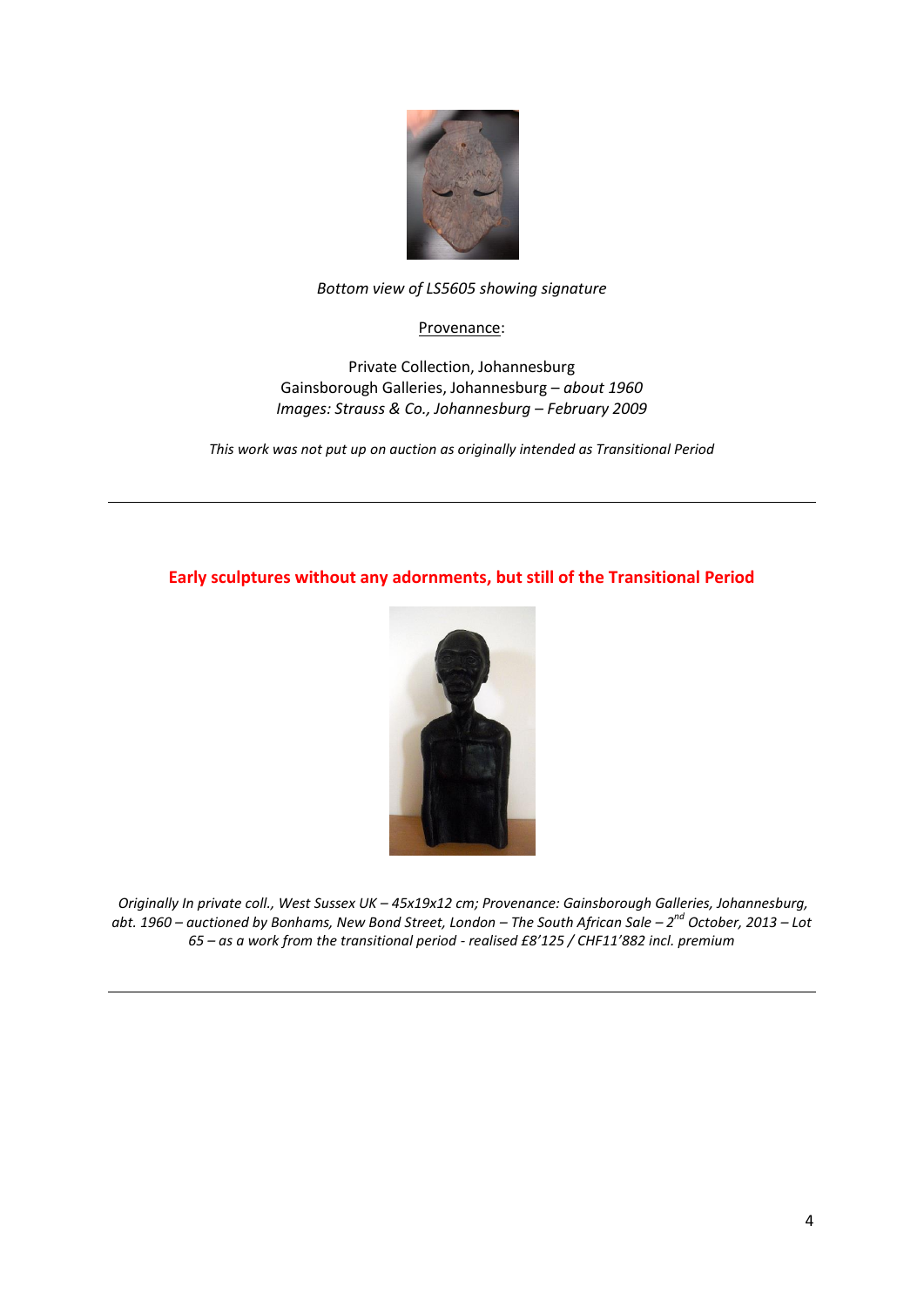*Bottom view of LS5605 showing signature*

Provenance:

Private Collection, Johannesburg
Gainsborough Galleries, Johannesburg – *about 1960*
*Images: Strauss & Co., Johannesburg – February 2009*

*This work was not put up on auction as originally intended as Transitional Period*

---

## Early sculptures without any adornments, but still of the Transitional Period

*Originally In private coll., West Sussex UK – 45x19x12 cm; Provenance: Gainsborough Galleries, Johannesburg, abt. 1960 – auctioned by Bonhams, New Bond Street, London – The South African Sale – 2nd October, 2013 – Lot 65 – as a work from the transitional period - realised £8'125 / CHF11'882 incl. premium*

---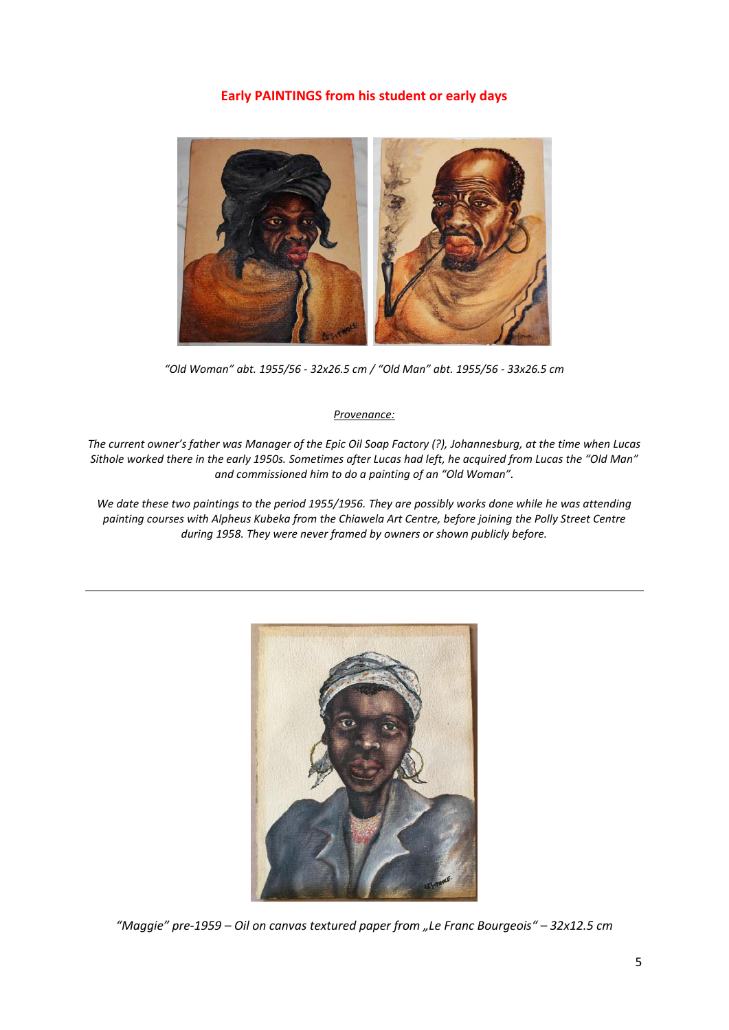## Early PAINTINGS from his student or early days

*"Old Woman" abt. 1955/56 - 32x26.5 cm / "Old Man" abt. 1955/56 - 33x26.5 cm*

*Provenance:*

*The current owner's father was Manager of the Epic Oil Soap Factory (?), Johannesburg, at the time when Lucas Sithole worked there in the early 1950s. Sometimes after Lucas had left, he acquired from Lucas the "Old Man" and commissioned him to do a painting of an "Old Woman".*

*We date these two paintings to the period 1955/1956. They are possibly works done while he was attending painting courses with Alpheus Kubeka from the Chiawela Art Centre, before joining the Polly Street Centre during 1958. They were never framed by owners or shown publicly before.*

---

*"Maggie" pre-1959 – Oil on canvas textured paper from „Le Franc Bourgeois" – 32x12.5 cm*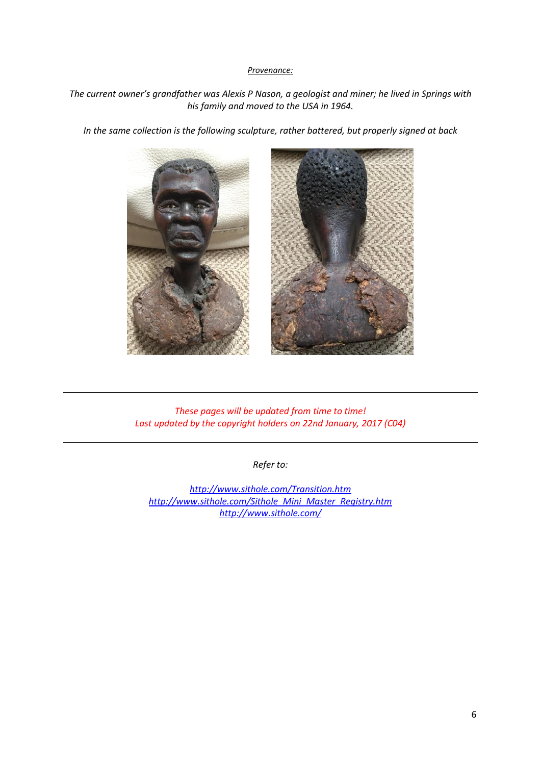*Provenance:*

*The current owner's grandfather was Alexis P Nason, a geologist and miner; he lived in Springs with his family and moved to the USA in 1964.*

*In the same collection is the following sculpture, rather battered, but properly signed at back*

---

*These pages will be updated from time to time!*
*Last updated by the copyright holders on 22nd January, 2017 (C04)*

---

*Refer to:*

[http://www.sithole.com/Transition.htm](http://www.sithole.com/Transition.htm)
[http://www.sithole.com/Sithole_Mini_Master_Registry.htm](http://www.sithole.com/Sithole_Mini_Master_Registry.htm)
[http://www.sithole.com/](http://www.sithole.com/)